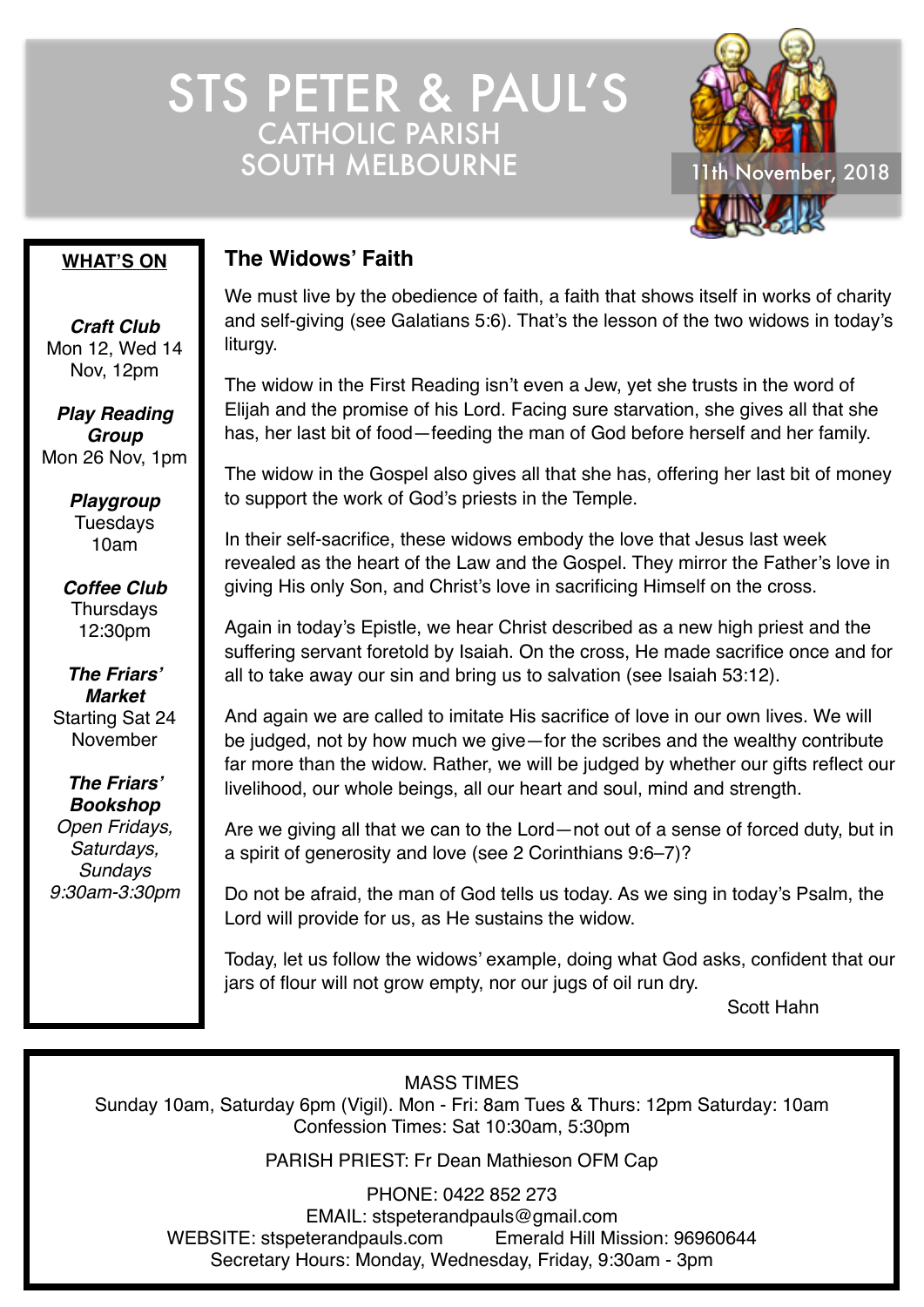# STS PETER & PAUL'S

## CATHOLIC PARISH
## SOUTH MELBOURNE

11th November, 2018

**WHAT'S ON**

***Craft Club***
Mon 12, Wed 14 Nov, 12pm

***Play Reading Group***
Mon 26 Nov, 1pm

***Playgroup***
Tuesdays 10am

***Coffee Club***
Thursdays 12:30pm

***The Friars' Market***
Starting Sat 24 November

***The Friars' Bookshop***
*Open Fridays, Saturdays, Sundays 9:30am-3:30pm*

## The Widows' Faith

We must live by the obedience of faith, a faith that shows itself in works of charity and self-giving (see Galatians 5:6). That's the lesson of the two widows in today's liturgy.

The widow in the First Reading isn't even a Jew, yet she trusts in the word of Elijah and the promise of his Lord. Facing sure starvation, she gives all that she has, her last bit of food—feeding the man of God before herself and her family.

The widow in the Gospel also gives all that she has, offering her last bit of money to support the work of God's priests in the Temple.

In their self-sacrifice, these widows embody the love that Jesus last week revealed as the heart of the Law and the Gospel. They mirror the Father's love in giving His only Son, and Christ's love in sacrificing Himself on the cross.

Again in today's Epistle, we hear Christ described as a new high priest and the suffering servant foretold by Isaiah. On the cross, He made sacrifice once and for all to take away our sin and bring us to salvation (see Isaiah 53:12).

And again we are called to imitate His sacrifice of love in our own lives. We will be judged, not by how much we give—for the scribes and the wealthy contribute far more than the widow. Rather, we will be judged by whether our gifts reflect our livelihood, our whole beings, all our heart and soul, mind and strength.

Are we giving all that we can to the Lord—not out of a sense of forced duty, but in a spirit of generosity and love (see 2 Corinthians 9:6–7)?

Do not be afraid, the man of God tells us today. As we sing in today's Psalm, the Lord will provide for us, as He sustains the widow.

Today, let us follow the widows' example, doing what God asks, confident that our jars of flour will not grow empty, nor our jugs of oil run dry.

Scott Hahn

---

MASS TIMES
Sunday 10am, Saturday 6pm (Vigil). Mon - Fri: 8am Tues & Thurs: 12pm Saturday: 10am
Confession Times: Sat 10:30am, 5:30pm

PARISH PRIEST: Fr Dean Mathieson OFM Cap

PHONE: 0422 852 273
EMAIL: stspeterandpauls@gmail.com
WEBSITE: stspeterandpauls.com Emerald Hill Mission: 96960644
Secretary Hours: Monday, Wednesday, Friday, 9:30am - 3pm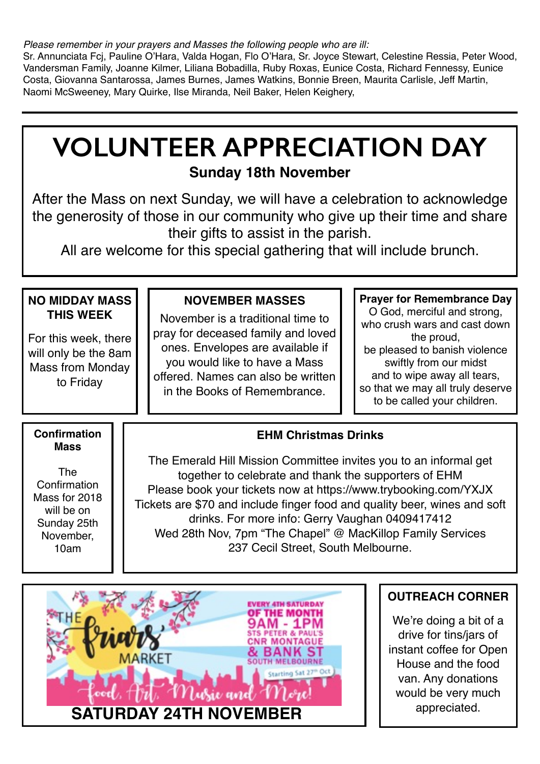*Please remember in your prayers and Masses the following people who are ill:*
Sr. Annunciata Fcj, Pauline O'Hara, Valda Hogan, Flo O'Hara, Sr. Joyce Stewart, Celestine Ressia, Peter Wood, Vandersman Family, Joanne Kilmer, Liliana Bobadilla, Ruby Roxas, Eunice Costa, Richard Fennessy, Eunice Costa, Giovanna Santarossa, James Burnes, James Watkins, Bonnie Breen, Maurita Carlisle, Jeff Martin, Naomi McSweeney, Mary Quirke, Ilse Miranda, Neil Baker, Helen Keighery,

---

# VOLUNTEER APPRECIATION DAY

**Sunday 18th November**

After the Mass on next Sunday, we will have a celebration to acknowledge the generosity of those in our community who give up their time and share their gifts to assist in the parish.

All are welcome for this special gathering that will include brunch.

### NO MIDDAY MASS THIS WEEK

For this week, there will only be the 8am Mass from Monday to Friday

### NOVEMBER MASSES

November is a traditional time to pray for deceased family and loved ones. Envelopes are available if you would like to have a Mass offered. Names can also be written in the Books of Remembrance.

### Prayer for Remembrance Day

O God, merciful and strong,
who crush wars and cast down the proud,
be pleased to banish violence swiftly from our midst
and to wipe away all tears,
so that we may all truly deserve to be called your children.

### Confirmation Mass

The Confirmation Mass for 2018 will be on Sunday 25th November, 10am

### EHM Christmas Drinks

The Emerald Hill Mission Committee invites you to an informal get together to celebrate and thank the supporters of EHM
Please book your tickets now at https://www.trybooking.com/YXJX
Tickets are $70 and include finger food and quality beer, wines and soft drinks. For more info: Gerry Vaughan 0409417412
Wed 28th Nov, 7pm "The Chapel" @ MacKillop Family Services
237 Cecil Street, South Melbourne.

The Friars' Market

EVERY 4TH SATURDAY OF THE MONTH
9AM - 1PM
STS PETER & PAUL'S
CNR MONTAGUE & BANK ST
SOUTH MELBOURNE

Starting Sat 27th Oct

Food, Art, Music and More!

**SATURDAY 24TH NOVEMBER**

### OUTREACH CORNER

We're doing a bit of a drive for tins/jars of instant coffee for Open House and the food van. Any donations would be very much appreciated.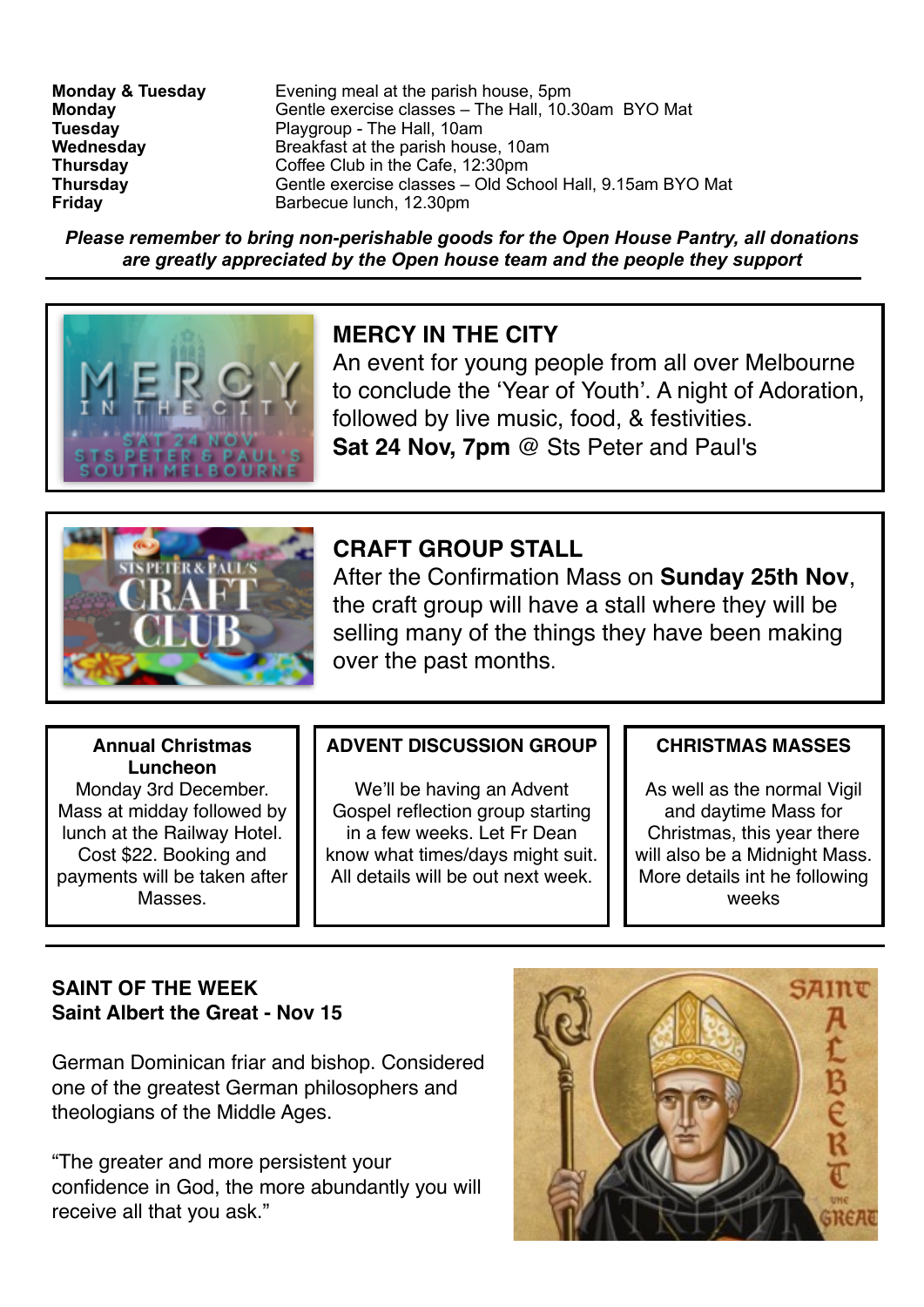| | |
|---|---|
| **Monday & Tuesday** | Evening meal at the parish house, 5pm |
| **Monday** | Gentle exercise classes – The Hall, 10.30am BYO Mat |
| **Tuesday** | Playgroup - The Hall, 10am |
| **Wednesday** | Breakfast at the parish house, 10am |
| **Thursday** | Coffee Club in the Cafe, 12:30pm |
| **Thursday** | Gentle exercise classes – Old School Hall, 9.15am BYO Mat |
| **Friday** | Barbecue lunch, 12.30pm |

***Please remember to bring non-perishable goods for the Open House Pantry, all donations are greatly appreciated by the Open house team and the people they support***

---

## MERCY IN THE CITY

An event for young people from all over Melbourne to conclude the 'Year of Youth'. A night of Adoration, followed by live music, food, & festivities.
**Sat 24 Nov, 7pm** @ Sts Peter and Paul's

## CRAFT GROUP STALL

After the Confirmation Mass on **Sunday 25th Nov**, the craft group will have a stall where they will be selling many of the things they have been making over the past months.

### Annual Christmas Luncheon

Monday 3rd December. Mass at midday followed by lunch at the Railway Hotel. Cost $22. Booking and payments will be taken after Masses.

### ADVENT DISCUSSION GROUP

We'll be having an Advent Gospel reflection group starting in a few weeks. Let Fr Dean know what times/days might suit. All details will be out next week.

### CHRISTMAS MASSES

As well as the normal Vigil and daytime Mass for Christmas, this year there will also be a Midnight Mass. More details int he following weeks

---

### SAINT OF THE WEEK
**Saint Albert the Great - Nov 15**

German Dominican friar and bishop. Considered one of the greatest German philosophers and theologians of the Middle Ages.

"The greater and more persistent your confidence in God, the more abundantly you will receive all that you ask."